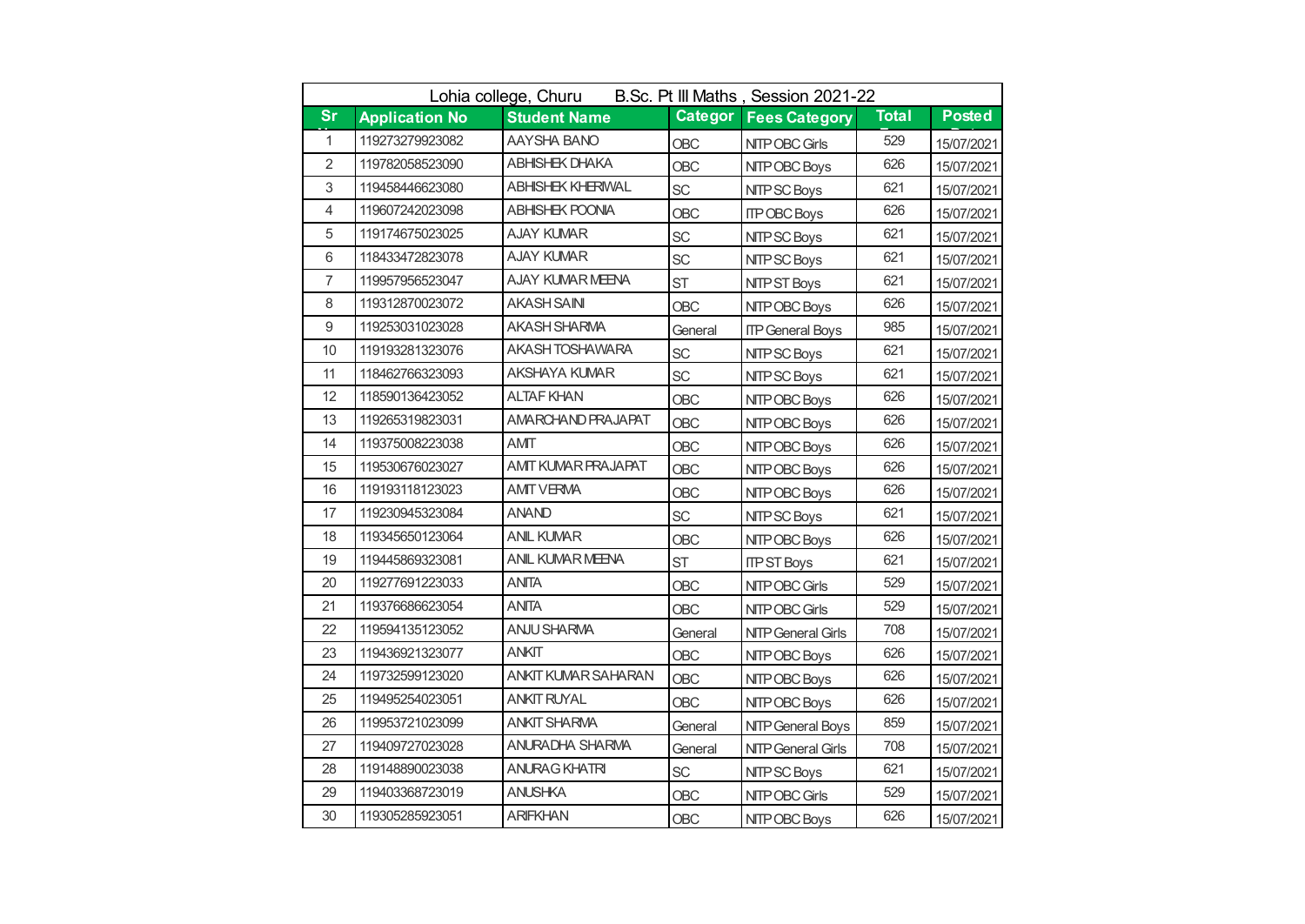Lohia college, Churu B.Sc. Pt III Maths , Session 2021-22

| Sr No | Application No | Student Name | Category | Fees Category | Total Fee | Posted Date |
|---|---|---|---|---|---|---|
| 1 | 119273279923082 | AAYSHA BANO | OBC | NITP OBC Girls | 529 | 15/07/2021 |
| 2 | 119782058523090 | ABHISHEK DHAKA | OBC | NITP OBC Boys | 626 | 15/07/2021 |
| 3 | 119458446623080 | ABHISHEK KHERIWAL | SC | NITP SC Boys | 621 | 15/07/2021 |
| 4 | 119607242023098 | ABHISHEK POONIA | OBC | ITP OBC Boys | 626 | 15/07/2021 |
| 5 | 119174675023025 | AJAY KUMAR | SC | NITP SC Boys | 621 | 15/07/2021 |
| 6 | 118433472823078 | AJAY KUMAR | SC | NITP SC Boys | 621 | 15/07/2021 |
| 7 | 119957956523047 | AJAY KUMAR MEENA | ST | NITP ST Boys | 621 | 15/07/2021 |
| 8 | 119312870023072 | AKASH SAINI | OBC | NITP OBC Boys | 626 | 15/07/2021 |
| 9 | 119253031023028 | AKASH SHARMA | General | ITP General Boys | 985 | 15/07/2021 |
| 10 | 119193281323076 | AKASH TOSHAWARA | SC | NITP SC Boys | 621 | 15/07/2021 |
| 11 | 118462766323093 | AKSHAYA KUMAR | SC | NITP SC Boys | 621 | 15/07/2021 |
| 12 | 118590136423052 | ALTAF KHAN | OBC | NITP OBC Boys | 626 | 15/07/2021 |
| 13 | 119265319823031 | AMARCHAND PRAJAPAT | OBC | NITP OBC Boys | 626 | 15/07/2021 |
| 14 | 119375008223038 | AMIT | OBC | NITP OBC Boys | 626 | 15/07/2021 |
| 15 | 119530676023027 | AMIT KUMAR PRAJAPAT | OBC | NITP OBC Boys | 626 | 15/07/2021 |
| 16 | 119193118123023 | AMIT VERMA | OBC | NITP OBC Boys | 626 | 15/07/2021 |
| 17 | 119230945323084 | ANAND | SC | NITP SC Boys | 621 | 15/07/2021 |
| 18 | 119345650123064 | ANIL KUMAR | OBC | NITP OBC Boys | 626 | 15/07/2021 |
| 19 | 119445869323081 | ANIL KUMAR MEENA | ST | ITP ST Boys | 621 | 15/07/2021 |
| 20 | 119277691223033 | ANITA | OBC | NITP OBC Girls | 529 | 15/07/2021 |
| 21 | 119376686623054 | ANITA | OBC | NITP OBC Girls | 529 | 15/07/2021 |
| 22 | 119594135123052 | ANJU SHARMA | General | NITP General Girls | 708 | 15/07/2021 |
| 23 | 119436921323077 | ANKIT | OBC | NITP OBC Boys | 626 | 15/07/2021 |
| 24 | 119732599123020 | ANKIT KUMAR SAHARAN | OBC | NITP OBC Boys | 626 | 15/07/2021 |
| 25 | 119495254023051 | ANKIT RUYAL | OBC | NITP OBC Boys | 626 | 15/07/2021 |
| 26 | 119953721023099 | ANKIT SHARMA | General | NITP General Boys | 859 | 15/07/2021 |
| 27 | 119409727023028 | ANURADHA SHARMA | General | NITP General Girls | 708 | 15/07/2021 |
| 28 | 119148890023038 | ANURAG KHATRI | SC | NITP SC Boys | 621 | 15/07/2021 |
| 29 | 119403368723019 | ANUSHKA | OBC | NITP OBC Girls | 529 | 15/07/2021 |
| 30 | 119305285923051 | ARIFKHAN | OBC | NITP OBC Boys | 626 | 15/07/2021 |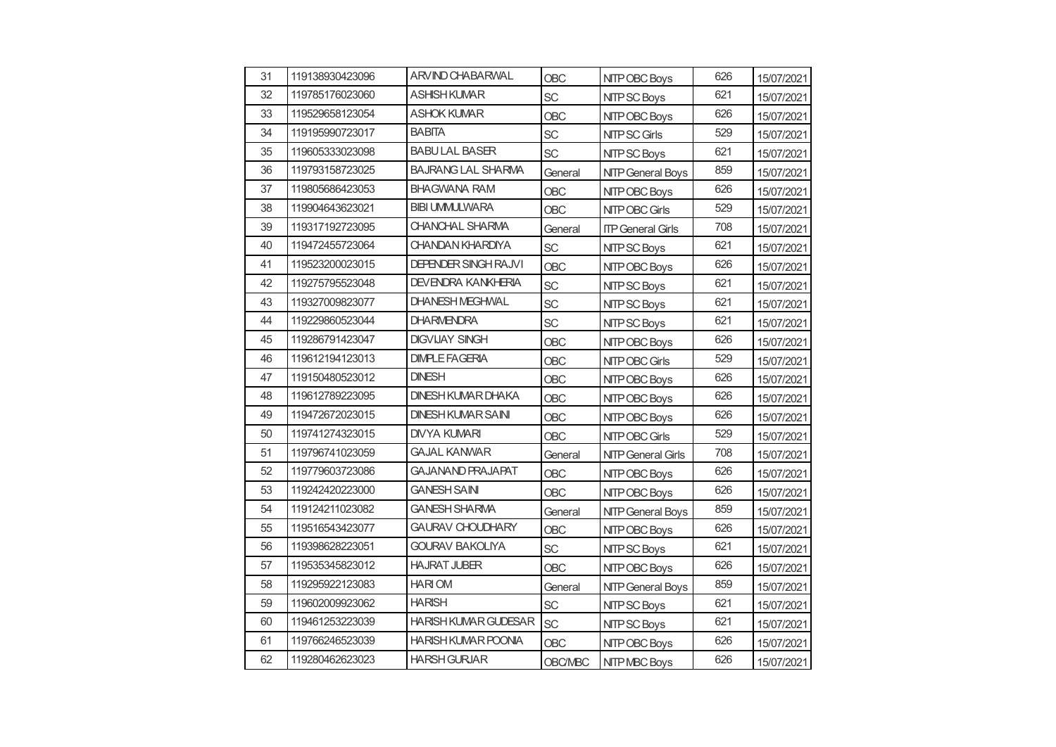| 31 | 119138930423096 | ARVIND CHABARWAL | OBC | NITP OBC Boys | 626 | 15/07/2021 |
|---|---|---|---|---|---|---|
| 32 | 119785176023060 | ASHISH KUMAR | SC | NITP SC Boys | 621 | 15/07/2021 |
| 33 | 119529658123054 | ASHOK KUMAR | OBC | NITP OBC Boys | 626 | 15/07/2021 |
| 34 | 119195990723017 | BABITA | SC | NITP SC Girls | 529 | 15/07/2021 |
| 35 | 119605333023098 | BABU LAL BASER | SC | NITP SC Boys | 621 | 15/07/2021 |
| 36 | 119793158723025 | BAJRANG LAL SHARMA | General | NITP General Boys | 859 | 15/07/2021 |
| 37 | 119805686423053 | BHAGWANA RAM | OBC | NITP OBC Boys | 626 | 15/07/2021 |
| 38 | 119904643623021 | BIBI UMMULWARA | OBC | NITP OBC Girls | 529 | 15/07/2021 |
| 39 | 119317192723095 | CHANCHAL SHARMA | General | ITP General Girls | 708 | 15/07/2021 |
| 40 | 119472455723064 | CHANDAN KHARDIYA | SC | NITP SC Boys | 621 | 15/07/2021 |
| 41 | 119523200023015 | DEPENDER SINGH RAJVI | OBC | NITP OBC Boys | 626 | 15/07/2021 |
| 42 | 119275795523048 | DEVENDRA KANKHERIA | SC | NITP SC Boys | 621 | 15/07/2021 |
| 43 | 119327009823077 | DHANESH MEGHWAL | SC | NITP SC Boys | 621 | 15/07/2021 |
| 44 | 119229860523044 | DHARMENDRA | SC | NITP SC Boys | 621 | 15/07/2021 |
| 45 | 119286791423047 | DIGVIJAY SINGH | OBC | NITP OBC Boys | 626 | 15/07/2021 |
| 46 | 119612194123013 | DIMPLE FAGERIA | OBC | NITP OBC Girls | 529 | 15/07/2021 |
| 47 | 119150480523012 | DINESH | OBC | NITP OBC Boys | 626 | 15/07/2021 |
| 48 | 119612789223095 | DINESH KUMAR DHAKA | OBC | NITP OBC Boys | 626 | 15/07/2021 |
| 49 | 119472672023015 | DINESH KUMAR SAINI | OBC | NITP OBC Boys | 626 | 15/07/2021 |
| 50 | 119741274323015 | DIVYA KUMARI | OBC | NITP OBC Girls | 529 | 15/07/2021 |
| 51 | 119796741023059 | GAJAL KANWAR | General | NITP General Girls | 708 | 15/07/2021 |
| 52 | 119779603723086 | GAJANAND PRAJAPAT | OBC | NITP OBC Boys | 626 | 15/07/2021 |
| 53 | 119242420223000 | GANESH SAINI | OBC | NITP OBC Boys | 626 | 15/07/2021 |
| 54 | 119124211023082 | GANESH SHARMA | General | NITP General Boys | 859 | 15/07/2021 |
| 55 | 119516543423077 | GAURAV CHOUDHARY | OBC | NITP OBC Boys | 626 | 15/07/2021 |
| 56 | 119398628223051 | GOURAV BAKOLIYA | SC | NITP SC Boys | 621 | 15/07/2021 |
| 57 | 119535345823012 | HAJRAT JUBER | OBC | NITP OBC Boys | 626 | 15/07/2021 |
| 58 | 119295922123083 | HARI OM | General | NITP General Boys | 859 | 15/07/2021 |
| 59 | 119602009923062 | HARISH | SC | NITP SC Boys | 621 | 15/07/2021 |
| 60 | 119461253223039 | HARISH KUMAR GUDESAR | SC | NITP SC Boys | 621 | 15/07/2021 |
| 61 | 119766246523039 | HARISH KUMAR POONIA | OBC | NITP OBC Boys | 626 | 15/07/2021 |
| 62 | 119280462623023 | HARSH GURJAR | OBC/MBC | NITP MBC Boys | 626 | 15/07/2021 |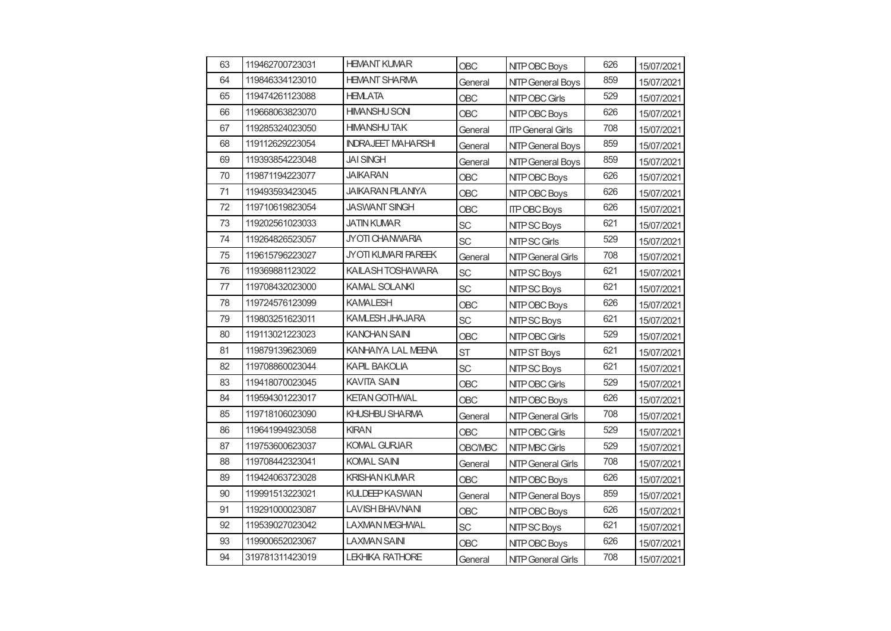| 63 | 119462700723031 | HEMANT KUMAR | OBC | NITP OBC Boys | 626 | 15/07/2021 |
|---|---|---|---|---|---|---|
| 64 | 119846334123010 | HEMANT SHARMA | General | NITP General Boys | 859 | 15/07/2021 |
| 65 | 119474261123088 | HEMLATA | OBC | NITP OBC Girls | 529 | 15/07/2021 |
| 66 | 119668063823070 | HIMANSHU SONI | OBC | NITP OBC Boys | 626 | 15/07/2021 |
| 67 | 119285324023050 | HIMANSHU TAK | General | ITP General Girls | 708 | 15/07/2021 |
| 68 | 119112629223054 | INDRAJEET MAHARSHI | General | NITP General Boys | 859 | 15/07/2021 |
| 69 | 119393854223048 | JAI SINGH | General | NITP General Boys | 859 | 15/07/2021 |
| 70 | 119871194223077 | JAIKARAN | OBC | NITP OBC Boys | 626 | 15/07/2021 |
| 71 | 119493593423045 | JAIKARAN PILANIYA | OBC | NITP OBC Boys | 626 | 15/07/2021 |
| 72 | 119710619823054 | JASWANT SINGH | OBC | ITP OBC Boys | 626 | 15/07/2021 |
| 73 | 119202561023033 | JATIN KUMAR | SC | NITP SC Boys | 621 | 15/07/2021 |
| 74 | 119264826523057 | JYOTI CHANWARIA | SC | NITP SC Girls | 529 | 15/07/2021 |
| 75 | 119615796223027 | JYOTI KUMARI PAREEK | General | NITP General Girls | 708 | 15/07/2021 |
| 76 | 119369881123022 | KAILASH TOSHAWARA | SC | NITP SC Boys | 621 | 15/07/2021 |
| 77 | 119708432023000 | KAMAL SOLANKI | SC | NITP SC Boys | 621 | 15/07/2021 |
| 78 | 119724576123099 | KAMALESH | OBC | NITP OBC Boys | 626 | 15/07/2021 |
| 79 | 119803251623011 | KAMLESH JHAJARA | SC | NITP SC Boys | 621 | 15/07/2021 |
| 80 | 119113021223023 | KANCHAN SAINI | OBC | NITP OBC Girls | 529 | 15/07/2021 |
| 81 | 119879139623069 | KANHAIYA LAL MEENA | ST | NITP ST Boys | 621 | 15/07/2021 |
| 82 | 119708860023044 | KAPIL BAKOLIA | SC | NITP SC Boys | 621 | 15/07/2021 |
| 83 | 119418070023045 | KAVITA SAINI | OBC | NITP OBC Girls | 529 | 15/07/2021 |
| 84 | 119594301223017 | KETAN GOTHWAL | OBC | NITP OBC Boys | 626 | 15/07/2021 |
| 85 | 119718106023090 | KHUSHBU SHARMA | General | NITP General Girls | 708 | 15/07/2021 |
| 86 | 119641994923058 | KIRAN | OBC | NITP OBC Girls | 529 | 15/07/2021 |
| 87 | 119753600623037 | KOMAL GURJAR | OBC/MBC | NITP MBC Girls | 529 | 15/07/2021 |
| 88 | 119708442323041 | KOMAL SAINI | General | NITP General Girls | 708 | 15/07/2021 |
| 89 | 119424063723028 | KRISHAN KUMAR | OBC | NITP OBC Boys | 626 | 15/07/2021 |
| 90 | 119991513223021 | KULDEEP KASWAN | General | NITP General Boys | 859 | 15/07/2021 |
| 91 | 119291000023087 | LAVISH BHAVNANI | OBC | NITP OBC Boys | 626 | 15/07/2021 |
| 92 | 119539027023042 | LAXMAN MEGHWAL | SC | NITP SC Boys | 621 | 15/07/2021 |
| 93 | 119900652023067 | LAXMAN SAINI | OBC | NITP OBC Boys | 626 | 15/07/2021 |
| 94 | 319781311423019 | LEKHIKA RATHORE | General | NITP General Girls | 708 | 15/07/2021 |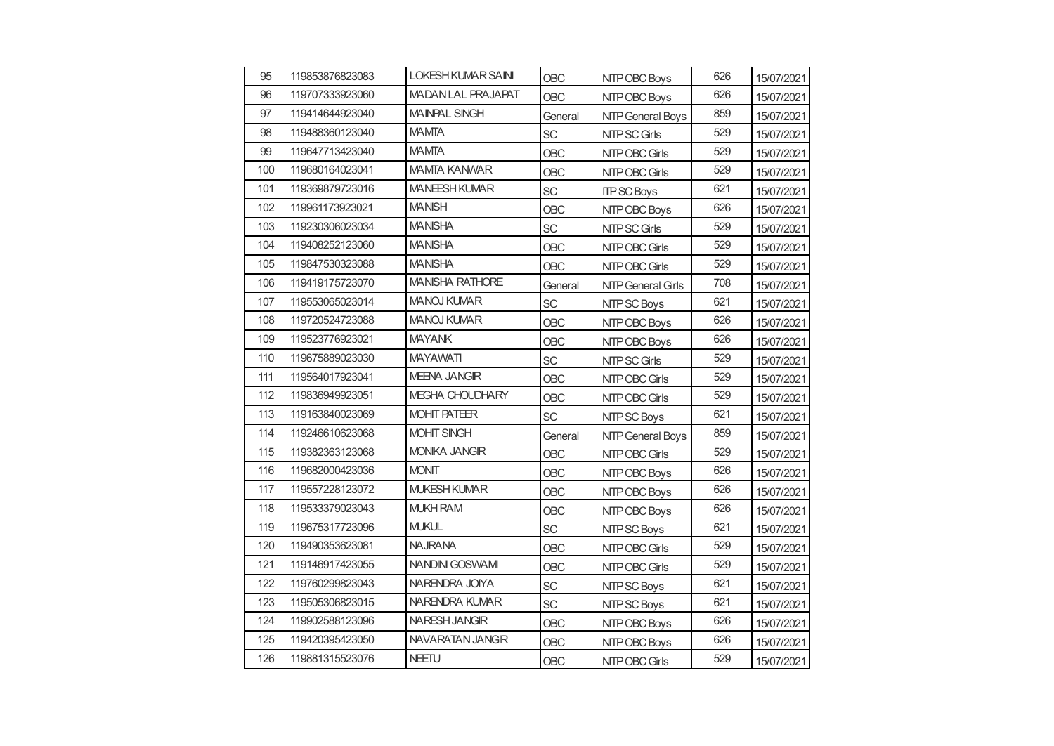| 95 | 119853876823083 | LOKESH KUMAR SAINI | OBC | NITP OBC Boys | 626 | 15/07/2021 |
|---|---|---|---|---|---|---|
| 96 | 119707333923060 | MADAN LAL PRAJAPAT | OBC | NITP OBC Boys | 626 | 15/07/2021 |
| 97 | 119414644923040 | MAINPAL SINGH | General | NITP General Boys | 859 | 15/07/2021 |
| 98 | 119488360123040 | MAMTA | SC | NITP SC Girls | 529 | 15/07/2021 |
| 99 | 119647713423040 | MAMTA | OBC | NITP OBC Girls | 529 | 15/07/2021 |
| 100 | 119680164023041 | MAMTA KANWAR | OBC | NITP OBC Girls | 529 | 15/07/2021 |
| 101 | 119369879723016 | MANEESH KUMAR | SC | ITP SC Boys | 621 | 15/07/2021 |
| 102 | 119961173923021 | MANISH | OBC | NITP OBC Boys | 626 | 15/07/2021 |
| 103 | 119230306023034 | MANISHA | SC | NITP SC Girls | 529 | 15/07/2021 |
| 104 | 119408252123060 | MANISHA | OBC | NITP OBC Girls | 529 | 15/07/2021 |
| 105 | 119847530323088 | MANISHA | OBC | NITP OBC Girls | 529 | 15/07/2021 |
| 106 | 119419175723070 | MANISHA RATHORE | General | NITP General Girls | 708 | 15/07/2021 |
| 107 | 119553065023014 | MANOJ KUMAR | SC | NITP SC Boys | 621 | 15/07/2021 |
| 108 | 119720524723088 | MANOJ KUMAR | OBC | NITP OBC Boys | 626 | 15/07/2021 |
| 109 | 119523776923021 | MAYANK | OBC | NITP OBC Boys | 626 | 15/07/2021 |
| 110 | 119675889023030 | MAYAWATI | SC | NITP SC Girls | 529 | 15/07/2021 |
| 111 | 119564017923041 | MEENA JANGIR | OBC | NITP OBC Girls | 529 | 15/07/2021 |
| 112 | 119836949923051 | MEGHA CHOUDHARY | OBC | NITP OBC Girls | 529 | 15/07/2021 |
| 113 | 119163840023069 | MOHIT PATEER | SC | NITP SC Boys | 621 | 15/07/2021 |
| 114 | 119246610623068 | MOHIT SINGH | General | NITP General Boys | 859 | 15/07/2021 |
| 115 | 119382363123068 | MONIKA JANGIR | OBC | NITP OBC Girls | 529 | 15/07/2021 |
| 116 | 119682000423036 | MONIT | OBC | NITP OBC Boys | 626 | 15/07/2021 |
| 117 | 119557228123072 | MUKESH KUMAR | OBC | NITP OBC Boys | 626 | 15/07/2021 |
| 118 | 119533379023043 | MUKH RAM | OBC | NITP OBC Boys | 626 | 15/07/2021 |
| 119 | 119675317723096 | MUKUL | SC | NITP SC Boys | 621 | 15/07/2021 |
| 120 | 119490353623081 | NAJRANA | OBC | NITP OBC Girls | 529 | 15/07/2021 |
| 121 | 119146917423055 | NANDINI GOSWAMI | OBC | NITP OBC Girls | 529 | 15/07/2021 |
| 122 | 119760299823043 | NARENDRA JOIYA | SC | NITP SC Boys | 621 | 15/07/2021 |
| 123 | 119505306823015 | NARENDRA KUMAR | SC | NITP SC Boys | 621 | 15/07/2021 |
| 124 | 119902588123096 | NARESH JANGIR | OBC | NITP OBC Boys | 626 | 15/07/2021 |
| 125 | 119420395423050 | NAVARATAN JANGIR | OBC | NITP OBC Boys | 626 | 15/07/2021 |
| 126 | 119881315523076 | NEETU | OBC | NITP OBC Girls | 529 | 15/07/2021 |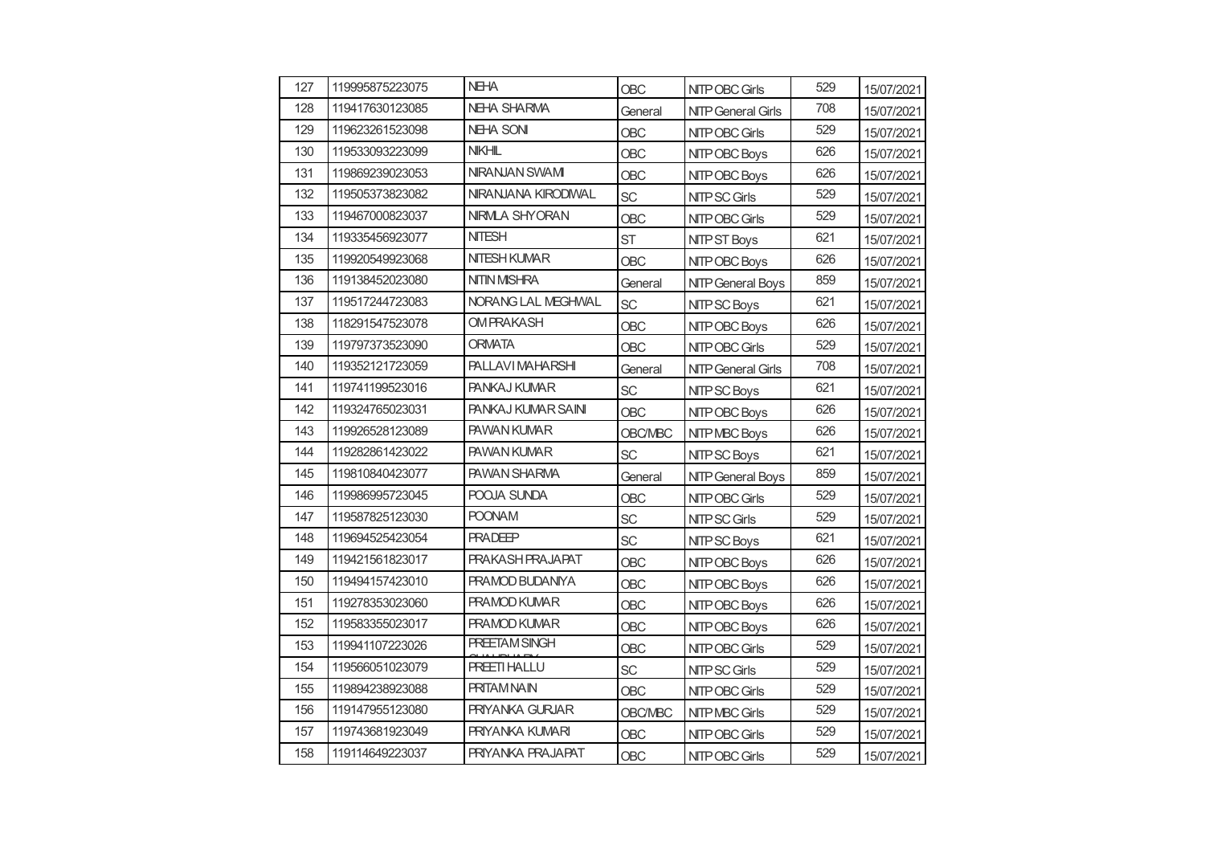| 127 | 119995875223075 | NEHA | OBC | NITP OBC Girls | 529 | 15/07/2021 |
|---|---|---|---|---|---|---|
| 128 | 119417630123085 | NEHA SHARMA | General | NITP General Girls | 708 | 15/07/2021 |
| 129 | 119623261523098 | NEHA SONI | OBC | NITP OBC Girls | 529 | 15/07/2021 |
| 130 | 119533093223099 | NIKHIL | OBC | NITP OBC Boys | 626 | 15/07/2021 |
| 131 | 119869239023053 | NIRANJAN SWAMI | OBC | NITP OBC Boys | 626 | 15/07/2021 |
| 132 | 119505373823082 | NIRANJANA KIRODIWAL | SC | NITP SC Girls | 529 | 15/07/2021 |
| 133 | 119467000823037 | NIRMLA SHYORAN | OBC | NITP OBC Girls | 529 | 15/07/2021 |
| 134 | 119335456923077 | NITESH | ST | NITP ST Boys | 621 | 15/07/2021 |
| 135 | 119920549923068 | NITESH KUMAR | OBC | NITP OBC Boys | 626 | 15/07/2021 |
| 136 | 119138452023080 | NITIN MISHRA | General | NITP General Boys | 859 | 15/07/2021 |
| 137 | 119517244723083 | NORANG LAL MEGHWAL | SC | NITP SC Boys | 621 | 15/07/2021 |
| 138 | 118291547523078 | OM PRAKASH | OBC | NITP OBC Boys | 626 | 15/07/2021 |
| 139 | 119797373523090 | ORMATA | OBC | NITP OBC Girls | 529 | 15/07/2021 |
| 140 | 119352121723059 | PALLAVI MAHARSHI | General | NITP General Girls | 708 | 15/07/2021 |
| 141 | 119741199523016 | PANKAJ KUMAR | SC | NITP SC Boys | 621 | 15/07/2021 |
| 142 | 119324765023031 | PANKAJ KUMAR SAINI | OBC | NITP OBC Boys | 626 | 15/07/2021 |
| 143 | 119926528123089 | PAWAN KUMAR | OBC/MBC | NITP MBC Boys | 626 | 15/07/2021 |
| 144 | 119282861423022 | PAWAN KUMAR | SC | NITP SC Boys | 621 | 15/07/2021 |
| 145 | 119810840423077 | PAWAN SHARMA | General | NITP General Boys | 859 | 15/07/2021 |
| 146 | 119986995723045 | POOJA SUNDA | OBC | NITP OBC Girls | 529 | 15/07/2021 |
| 147 | 119587825123030 | POONAM | SC | NITP SC Girls | 529 | 15/07/2021 |
| 148 | 119694525423054 | PRADEEP | SC | NITP SC Boys | 621 | 15/07/2021 |
| 149 | 119421561823017 | PRAKASH PRAJAPAT | OBC | NITP OBC Boys | 626 | 15/07/2021 |
| 150 | 119494157423010 | PRAMOD BUDANIYA | OBC | NITP OBC Boys | 626 | 15/07/2021 |
| 151 | 119278353023060 | PRAMOD KUMAR | OBC | NITP OBC Boys | 626 | 15/07/2021 |
| 152 | 119583355023017 | PRAMOD KUMAR | OBC | NITP OBC Boys | 626 | 15/07/2021 |
| 153 | 119941107223026 | PREETAM SINGH CHAUDHARY | OBC | NITP OBC Girls | 529 | 15/07/2021 |
| 154 | 119566051023079 | PREETI HALLU | SC | NITP SC Girls | 529 | 15/07/2021 |
| 155 | 119894238923088 | PRITAM NAIN | OBC | NITP OBC Girls | 529 | 15/07/2021 |
| 156 | 119147955123080 | PRIYANKA GURJAR | OBC/MBC | NITP MBC Girls | 529 | 15/07/2021 |
| 157 | 119743681923049 | PRIYANKA KUMARI | OBC | NITP OBC Girls | 529 | 15/07/2021 |
| 158 | 119114649223037 | PRIYANKA PRAJAPAT | OBC | NITP OBC Girls | 529 | 15/07/2021 |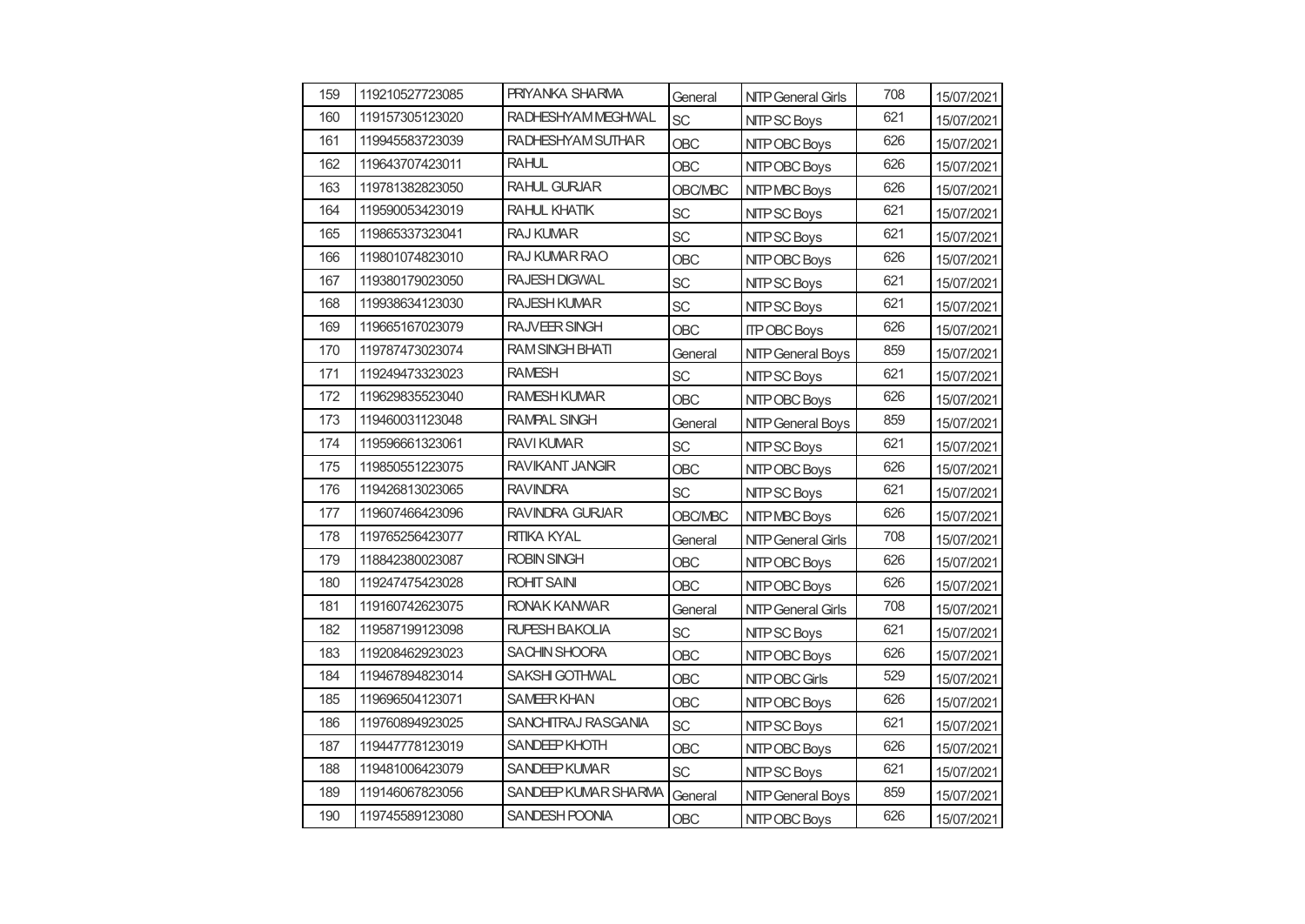| 159 | 119210527723085 | PRIYANKA SHARMA | General | NITP General Girls | 708 | 15/07/2021 |
|---|---|---|---|---|---|---|
| 160 | 119157305123020 | RADHESHYAM MEGHWAL | SC | NITP SC Boys | 621 | 15/07/2021 |
| 161 | 119945583723039 | RADHESHYAM SUTHAR | OBC | NITP OBC Boys | 626 | 15/07/2021 |
| 162 | 119643707423011 | RAHUL | OBC | NITP OBC Boys | 626 | 15/07/2021 |
| 163 | 119781382823050 | RAHUL GURJAR | OBC/MBC | NITP MBC Boys | 626 | 15/07/2021 |
| 164 | 119590053423019 | RAHUL KHATIK | SC | NITP SC Boys | 621 | 15/07/2021 |
| 165 | 119865337323041 | RAJ KUMAR | SC | NITP SC Boys | 621 | 15/07/2021 |
| 166 | 119801074823010 | RAJ KUMAR RAO | OBC | NITP OBC Boys | 626 | 15/07/2021 |
| 167 | 119380179023050 | RAJESH DIGWAL | SC | NITP SC Boys | 621 | 15/07/2021 |
| 168 | 119938634123030 | RAJESH KUMAR | SC | NITP SC Boys | 621 | 15/07/2021 |
| 169 | 119665167023079 | RAJVEER SINGH | OBC | ITP OBC Boys | 626 | 15/07/2021 |
| 170 | 119787473023074 | RAM SINGH BHATI | General | NITP General Boys | 859 | 15/07/2021 |
| 171 | 119249473323023 | RAMESH | SC | NITP SC Boys | 621 | 15/07/2021 |
| 172 | 119629835523040 | RAMESH KUMAR | OBC | NITP OBC Boys | 626 | 15/07/2021 |
| 173 | 119460031123048 | RAMPAL SINGH | General | NITP General Boys | 859 | 15/07/2021 |
| 174 | 119596661323061 | RAVI KUMAR | SC | NITP SC Boys | 621 | 15/07/2021 |
| 175 | 119850551223075 | RAVIKANT JANGIR | OBC | NITP OBC Boys | 626 | 15/07/2021 |
| 176 | 119426813023065 | RAVINDRA | SC | NITP SC Boys | 621 | 15/07/2021 |
| 177 | 119607466423096 | RAVINDRA GURJAR | OBC/MBC | NITP MBC Boys | 626 | 15/07/2021 |
| 178 | 119765256423077 | RITIKA KYAL | General | NITP General Girls | 708 | 15/07/2021 |
| 179 | 118842380023087 | ROBIN SINGH | OBC | NITP OBC Boys | 626 | 15/07/2021 |
| 180 | 119247475423028 | ROHIT SAINI | OBC | NITP OBC Boys | 626 | 15/07/2021 |
| 181 | 119160742623075 | RONAK KANWAR | General | NITP General Girls | 708 | 15/07/2021 |
| 182 | 119587199123098 | RUPESH BAKOLIA | SC | NITP SC Boys | 621 | 15/07/2021 |
| 183 | 119208462923023 | SACHIN SHOORA | OBC | NITP OBC Boys | 626 | 15/07/2021 |
| 184 | 119467894823014 | SAKSHI GOTHWAL | OBC | NITP OBC Girls | 529 | 15/07/2021 |
| 185 | 119696504123071 | SAMEER KHAN | OBC | NITP OBC Boys | 626 | 15/07/2021 |
| 186 | 119760894923025 | SANCHITRAJ RASGANIA | SC | NITP SC Boys | 621 | 15/07/2021 |
| 187 | 119447778123019 | SANDEEP KHOTH | OBC | NITP OBC Boys | 626 | 15/07/2021 |
| 188 | 119481006423079 | SANDEEP KUMAR | SC | NITP SC Boys | 621 | 15/07/2021 |
| 189 | 119146067823056 | SANDEEP KUMAR SHARMA | General | NITP General Boys | 859 | 15/07/2021 |
| 190 | 119745589123080 | SANDESH POONIA | OBC | NITP OBC Boys | 626 | 15/07/2021 |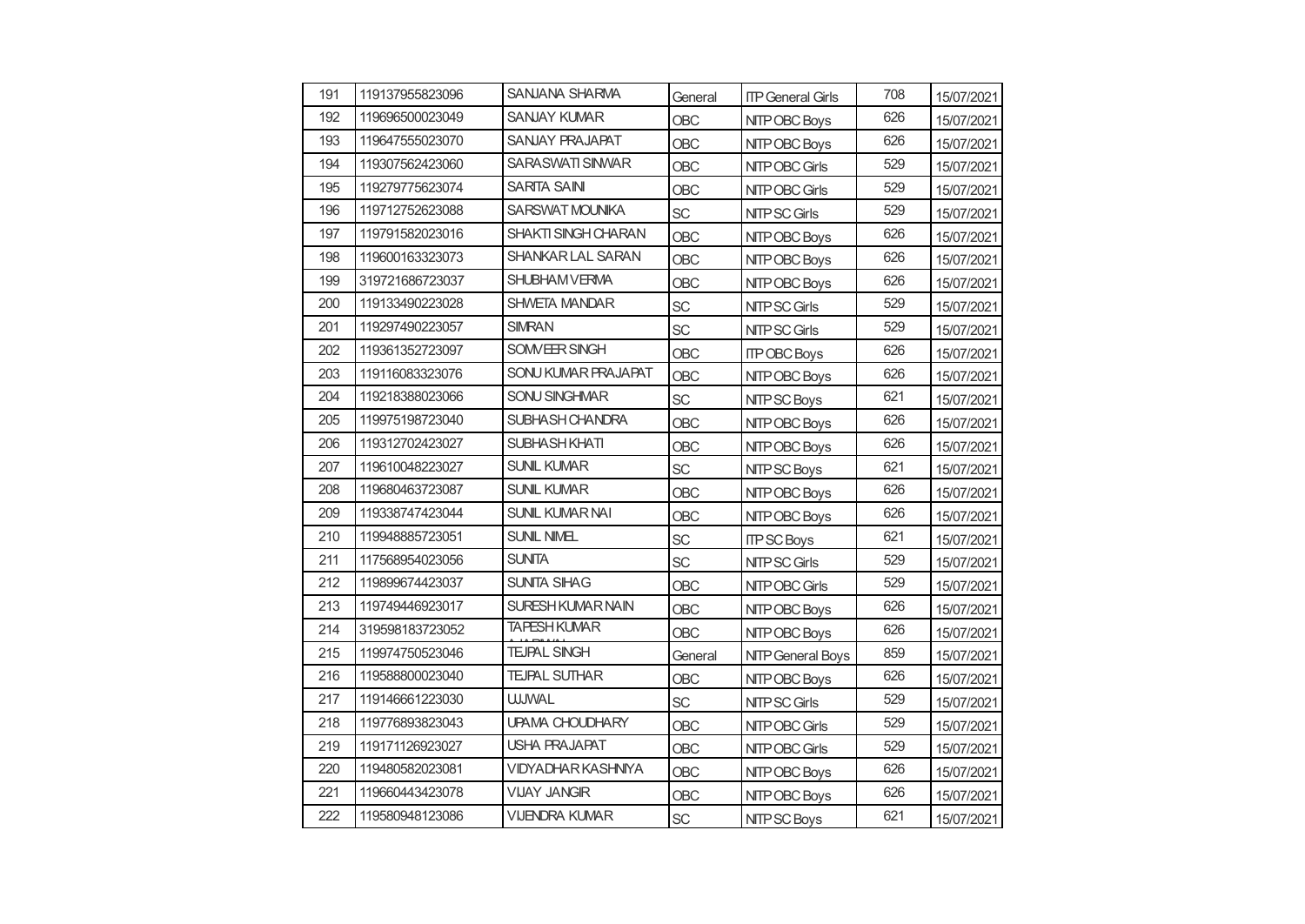| 191 | 119137955823096 | SANJANA SHARMA | General | ITP General Girls | 708 | 15/07/2021 |
|---|---|---|---|---|---|---|
| 192 | 119696500023049 | SANJAY KUMAR | OBC | NITP OBC Boys | 626 | 15/07/2021 |
| 193 | 119647555023070 | SANJAY PRAJAPAT | OBC | NITP OBC Boys | 626 | 15/07/2021 |
| 194 | 119307562423060 | SARASWATI SINWAR | OBC | NITP OBC Girls | 529 | 15/07/2021 |
| 195 | 119279775623074 | SARITA SAINI | OBC | NITP OBC Girls | 529 | 15/07/2021 |
| 196 | 119712752623088 | SARSWAT MOUNIKA | SC | NITP SC Girls | 529 | 15/07/2021 |
| 197 | 119791582023016 | SHAKTI SINGH CHARAN | OBC | NITP OBC Boys | 626 | 15/07/2021 |
| 198 | 119600163323073 | SHANKAR LAL SARAN | OBC | NITP OBC Boys | 626 | 15/07/2021 |
| 199 | 319721686723037 | SHUBHAM VERMA | OBC | NITP OBC Boys | 626 | 15/07/2021 |
| 200 | 119133490223028 | SHWETA MANDAR | SC | NITP SC Girls | 529 | 15/07/2021 |
| 201 | 119297490223057 | SIMRAN | SC | NITP SC Girls | 529 | 15/07/2021 |
| 202 | 119361352723097 | SOMVEER SINGH | OBC | ITP OBC Boys | 626 | 15/07/2021 |
| 203 | 119116083323076 | SONU KUMAR PRAJAPAT | OBC | NITP OBC Boys | 626 | 15/07/2021 |
| 204 | 119218388023066 | SONU SINGHMAR | SC | NITP SC Boys | 621 | 15/07/2021 |
| 205 | 119975198723040 | SUBHASH CHANDRA | OBC | NITP OBC Boys | 626 | 15/07/2021 |
| 206 | 119312702423027 | SUBHASH KHATI | OBC | NITP OBC Boys | 626 | 15/07/2021 |
| 207 | 119610048223027 | SUNIL KUMAR | SC | NITP SC Boys | 621 | 15/07/2021 |
| 208 | 119680463723087 | SUNIL KUMAR | OBC | NITP OBC Boys | 626 | 15/07/2021 |
| 209 | 119338747423044 | SUNIL KUMAR NAI | OBC | NITP OBC Boys | 626 | 15/07/2021 |
| 210 | 119948885723051 | SUNIL NIMEL | SC | ITP SC Boys | 621 | 15/07/2021 |
| 211 | 117568954023056 | SUNITA | SC | NITP SC Girls | 529 | 15/07/2021 |
| 212 | 119899674423037 | SUNITA SIHAG | OBC | NITP OBC Girls | 529 | 15/07/2021 |
| 213 | 119749446923017 | SURESH KUMAR NAIN | OBC | NITP OBC Boys | 626 | 15/07/2021 |
| 214 | 319598183723052 | TAPESH KUMAR | OBC | NITP OBC Boys | 626 | 15/07/2021 |
| 215 | 119974750523046 | TEJPAL SINGH | General | NITP General Boys | 859 | 15/07/2021 |
| 216 | 119588800023040 | TEJPAL SUTHAR | OBC | NITP OBC Boys | 626 | 15/07/2021 |
| 217 | 119146661223030 | UJJWAL | SC | NITP SC Girls | 529 | 15/07/2021 |
| 218 | 119776893823043 | UPAMA CHOUDHARY | OBC | NITP OBC Girls | 529 | 15/07/2021 |
| 219 | 119171126923027 | USHA PRAJAPAT | OBC | NITP OBC Girls | 529 | 15/07/2021 |
| 220 | 119480582023081 | VIDYADHAR KASHNIYA | OBC | NITP OBC Boys | 626 | 15/07/2021 |
| 221 | 119660443423078 | VIJAY JANGIR | OBC | NITP OBC Boys | 626 | 15/07/2021 |
| 222 | 119580948123086 | VIJENDRA KUMAR | SC | NITP SC Boys | 621 | 15/07/2021 |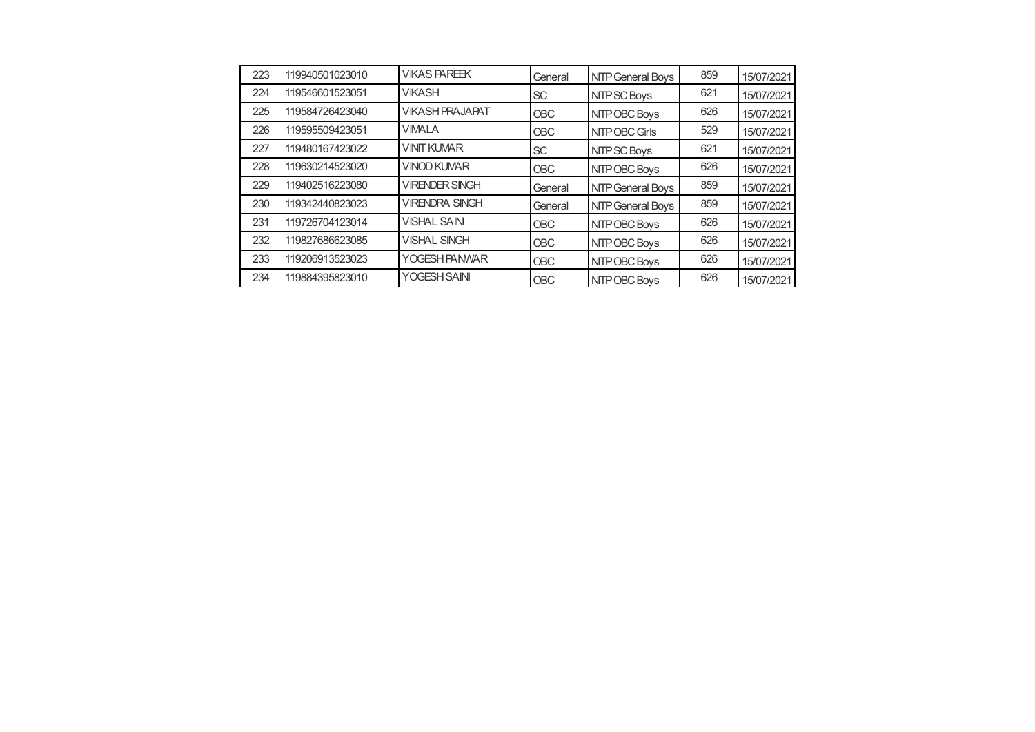| | | | | | | |
|---|---|---|---|---|---|---|
| 223 | 119940501023010 | VIKAS PAREEK | General | NITP General Boys | 859 | 15/07/2021 |
| 224 | 119546601523051 | VIKASH | SC | NITP SC Boys | 621 | 15/07/2021 |
| 225 | 119584726423040 | VIKASH PRAJAPAT | OBC | NITP OBC Boys | 626 | 15/07/2021 |
| 226 | 119595509423051 | VIMALA | OBC | NITP OBC Girls | 529 | 15/07/2021 |
| 227 | 119480167423022 | VINIT KUMAR | SC | NITP SC Boys | 621 | 15/07/2021 |
| 228 | 119630214523020 | VINOD KUMAR | OBC | NITP OBC Boys | 626 | 15/07/2021 |
| 229 | 119402516223080 | VIRENDER SINGH | General | NITP General Boys | 859 | 15/07/2021 |
| 230 | 119342440823023 | VIRENDRA SINGH | General | NITP General Boys | 859 | 15/07/2021 |
| 231 | 119726704123014 | VISHAL SAINI | OBC | NITP OBC Boys | 626 | 15/07/2021 |
| 232 | 119827686623085 | VISHAL SINGH | OBC | NITP OBC Boys | 626 | 15/07/2021 |
| 233 | 119206913523023 | YOGESH PANWAR | OBC | NITP OBC Boys | 626 | 15/07/2021 |
| 234 | 119884395823010 | YOGESH SAINI | OBC | NITP OBC Boys | 626 | 15/07/2021 |